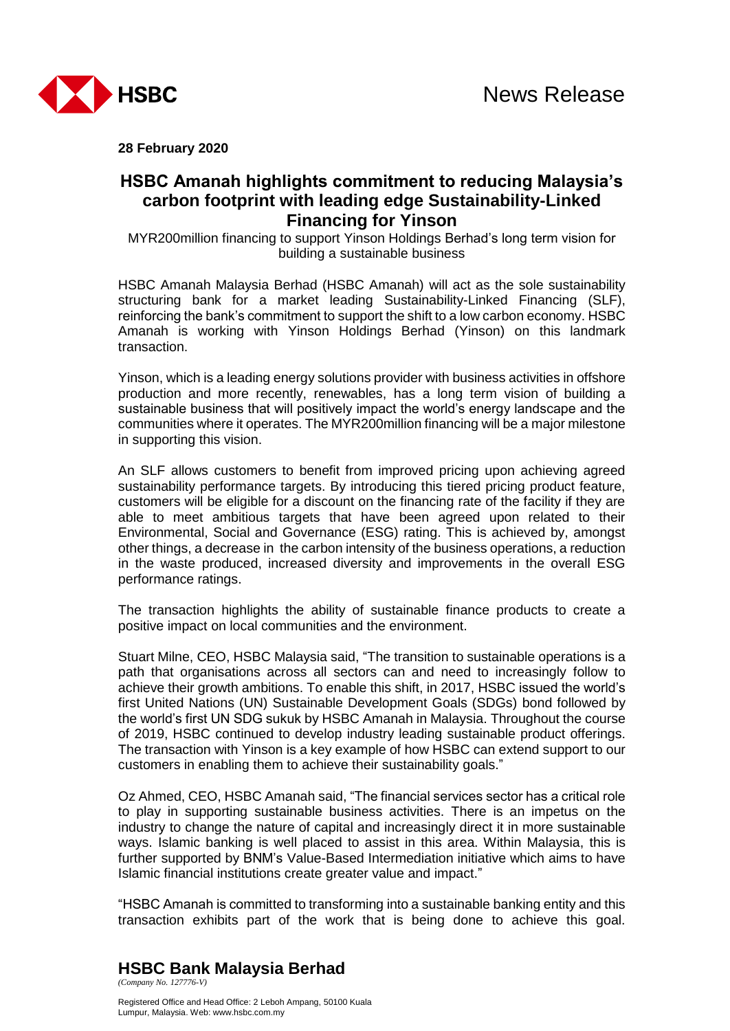News Release

**28 February 2020**

# HSBC Amanah highlights commitment to reducing Malaysia's carbon footprint with leading edge Sustainability-Linked Financing for Yinson

MYR200million financing to support Yinson Holdings Berhad's long term vision for building a sustainable business

HSBC Amanah Malaysia Berhad (HSBC Amanah) will act as the sole sustainability structuring bank for a market leading Sustainability-Linked Financing (SLF), reinforcing the bank's commitment to support the shift to a low carbon economy. HSBC Amanah is working with Yinson Holdings Berhad (Yinson) on this landmark transaction.

Yinson, which is a leading energy solutions provider with business activities in offshore production and more recently, renewables, has a long term vision of building a sustainable business that will positively impact the world's energy landscape and the communities where it operates. The MYR200million financing will be a major milestone in supporting this vision.

An SLF allows customers to benefit from improved pricing upon achieving agreed sustainability performance targets. By introducing this tiered pricing product feature, customers will be eligible for a discount on the financing rate of the facility if they are able to meet ambitious targets that have been agreed upon related to their Environmental, Social and Governance (ESG) rating. This is achieved by, amongst other things, a decrease in the carbon intensity of the business operations, a reduction in the waste produced, increased diversity and improvements in the overall ESG performance ratings.

The transaction highlights the ability of sustainable finance products to create a positive impact on local communities and the environment.

Stuart Milne, CEO, HSBC Malaysia said, "The transition to sustainable operations is a path that organisations across all sectors can and need to increasingly follow to achieve their growth ambitions. To enable this shift, in 2017, HSBC issued the world's first United Nations (UN) Sustainable Development Goals (SDGs) bond followed by the world's first UN SDG sukuk by HSBC Amanah in Malaysia. Throughout the course of 2019, HSBC continued to develop industry leading sustainable product offerings. The transaction with Yinson is a key example of how HSBC can extend support to our customers in enabling them to achieve their sustainability goals."

Oz Ahmed, CEO, HSBC Amanah said, "The financial services sector has a critical role to play in supporting sustainable business activities. There is an impetus on the industry to change the nature of capital and increasingly direct it in more sustainable ways. Islamic banking is well placed to assist in this area. Within Malaysia, this is further supported by BNM's Value-Based Intermediation initiative which aims to have Islamic financial institutions create greater value and impact."

"HSBC Amanah is committed to transforming into a sustainable banking entity and this transaction exhibits part of the work that is being done to achieve this goal.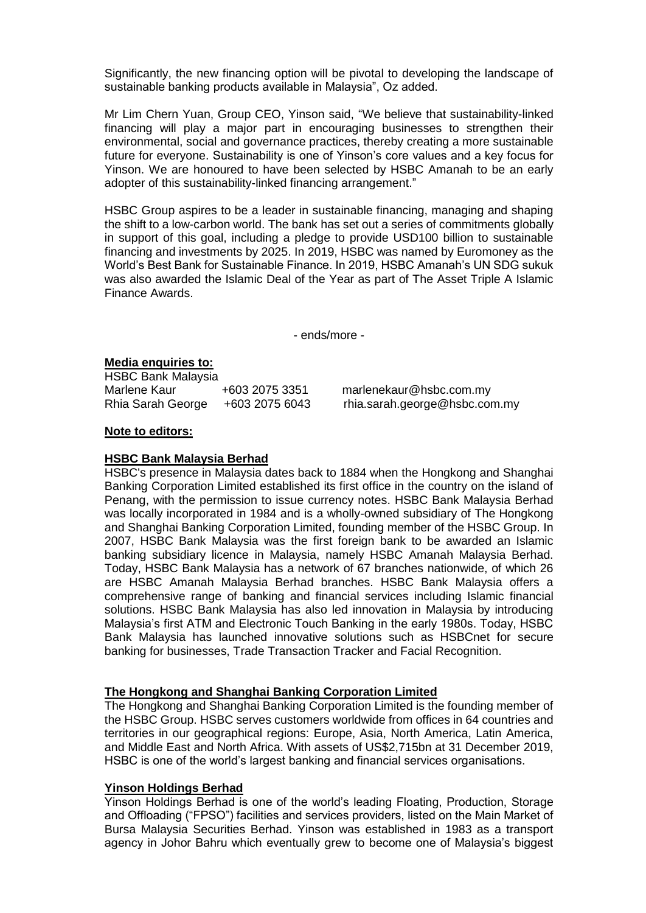Significantly, the new financing option will be pivotal to developing the landscape of sustainable banking products available in Malaysia", Oz added.

Mr Lim Chern Yuan, Group CEO, Yinson said, "We believe that sustainability-linked financing will play a major part in encouraging businesses to strengthen their environmental, social and governance practices, thereby creating a more sustainable future for everyone. Sustainability is one of Yinson's core values and a key focus for Yinson. We are honoured to have been selected by HSBC Amanah to be an early adopter of this sustainability-linked financing arrangement."

HSBC Group aspires to be a leader in sustainable financing, managing and shaping the shift to a low-carbon world. The bank has set out a series of commitments globally in support of this goal, including a pledge to provide USD100 billion to sustainable financing and investments by 2025. In 2019, HSBC was named by Euromoney as the World's Best Bank for Sustainable Finance. In 2019, HSBC Amanah's UN SDG sukuk was also awarded the Islamic Deal of the Year as part of The Asset Triple A Islamic Finance Awards.

- ends/more -

**Media enquiries to:**

HSBC Bank Malaysia

| | | |
|---|---|---|
| Marlene Kaur | +603 2075 3351 | marlenekaur@hsbc.com.my |
| Rhia Sarah George | +603 2075 6043 | rhia.sarah.george@hsbc.com.my |

**Note to editors:**

**HSBC Bank Malaysia Berhad**

HSBC's presence in Malaysia dates back to 1884 when the Hongkong and Shanghai Banking Corporation Limited established its first office in the country on the island of Penang, with the permission to issue currency notes. HSBC Bank Malaysia Berhad was locally incorporated in 1984 and is a wholly-owned subsidiary of The Hongkong and Shanghai Banking Corporation Limited, founding member of the HSBC Group. In 2007, HSBC Bank Malaysia was the first foreign bank to be awarded an Islamic banking subsidiary licence in Malaysia, namely HSBC Amanah Malaysia Berhad. Today, HSBC Bank Malaysia has a network of 67 branches nationwide, of which 26 are HSBC Amanah Malaysia Berhad branches. HSBC Bank Malaysia offers a comprehensive range of banking and financial services including Islamic financial solutions. HSBC Bank Malaysia has also led innovation in Malaysia by introducing Malaysia's first ATM and Electronic Touch Banking in the early 1980s. Today, HSBC Bank Malaysia has launched innovative solutions such as HSBCnet for secure banking for businesses, Trade Transaction Tracker and Facial Recognition.

**The Hongkong and Shanghai Banking Corporation Limited**

The Hongkong and Shanghai Banking Corporation Limited is the founding member of the HSBC Group. HSBC serves customers worldwide from offices in 64 countries and territories in our geographical regions: Europe, Asia, North America, Latin America, and Middle East and North Africa. With assets of US$2,715bn at 31 December 2019, HSBC is one of the world's largest banking and financial services organisations.

**Yinson Holdings Berhad**

Yinson Holdings Berhad is one of the world's leading Floating, Production, Storage and Offloading ("FPSO") facilities and services providers, listed on the Main Market of Bursa Malaysia Securities Berhad. Yinson was established in 1983 as a transport agency in Johor Bahru which eventually grew to become one of Malaysia's biggest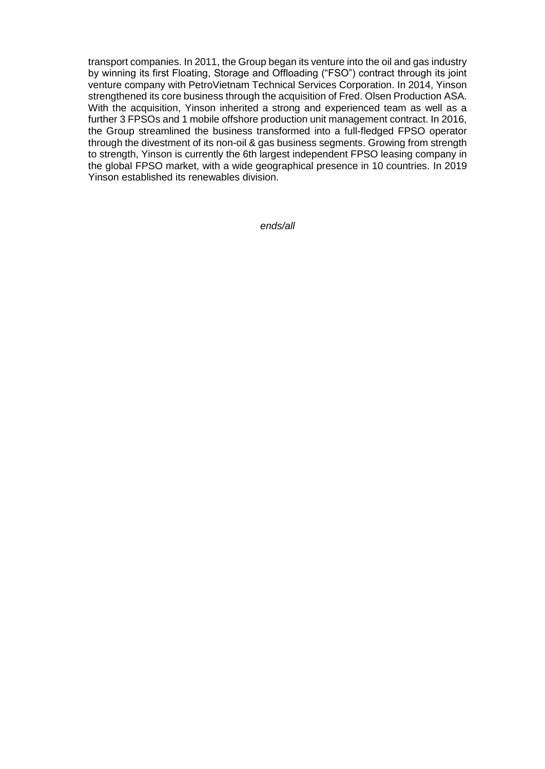transport companies. In 2011, the Group began its venture into the oil and gas industry by winning its first Floating, Storage and Offloading ("FSO") contract through its joint venture company with PetroVietnam Technical Services Corporation. In 2014, Yinson strengthened its core business through the acquisition of Fred. Olsen Production ASA. With the acquisition, Yinson inherited a strong and experienced team as well as a further 3 FPSOs and 1 mobile offshore production unit management contract. In 2016, the Group streamlined the business transformed into a full-fledged FPSO operator through the divestment of its non-oil & gas business segments. Growing from strength to strength, Yinson is currently the 6th largest independent FPSO leasing company in the global FPSO market, with a wide geographical presence in 10 countries. In 2019 Yinson established its renewables division.

*ends/all*